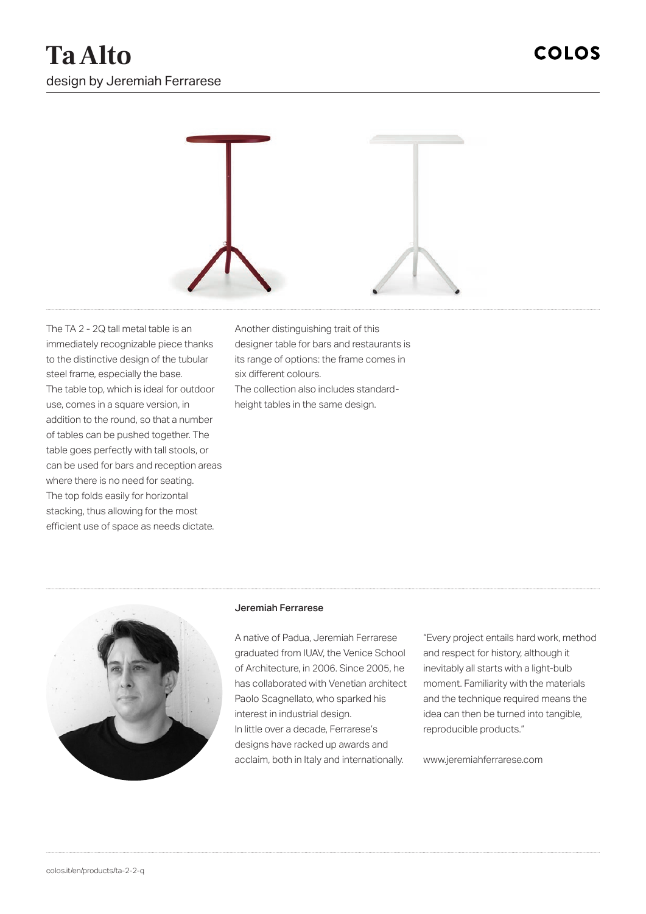# Ta Alto

design by Jeremiah Ferrarese

COLOS

The TA 2 - 2Q tall metal table is an immediately recognizable piece thanks to the distinctive design of the tubular steel frame, especially the base.
The table top, which is ideal for outdoor use, comes in a square version, in addition to the round, so that a number of tables can be pushed together. The table goes perfectly with tall stools, or can be used for bars and reception areas where there is no need for seating.
The top folds easily for horizontal stacking, thus allowing for the most efficient use of space as needs dictate.

Another distinguishing trait of this designer table for bars and restaurants is its range of options: the frame comes in six different colours.
The collection also includes standard-height tables in the same design.

### Jeremiah Ferrarese

A native of Padua, Jeremiah Ferrarese graduated from IUAV, the Venice School of Architecture, in 2006. Since 2005, he has collaborated with Venetian architect Paolo Scagnellato, who sparked his interest in industrial design.
In little over a decade, Ferrarese's designs have racked up awards and acclaim, both in Italy and internationally.

"Every project entails hard work, method and respect for history, although it inevitably all starts with a light-bulb moment. Familiarity with the materials and the technique required means the idea can then be turned into tangible, reproducible products."

www.jeremiahferrarese.com

colos.it/en/products/ta-2-2-q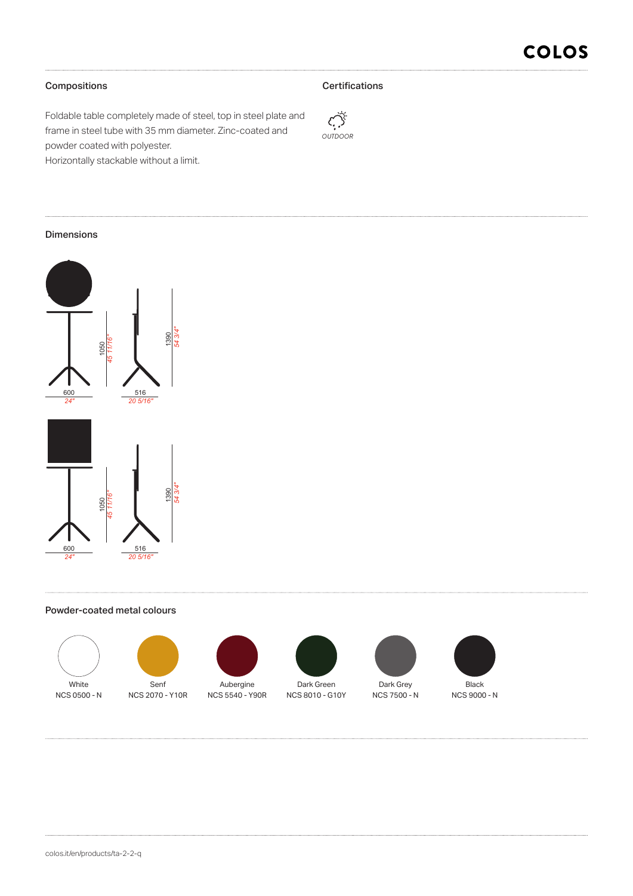## Compositions

Foldable table completely made of steel, top in steel plate and frame in steel tube with 35 mm diameter. Zinc-coated and powder coated with polyester.
Horizontally stackable without a limit.

## Certifications

OUTDOOR

## Dimensions

1050
45 11/16"

1390
54 3/4"

600
24"

516
20 5/16"

1050
45 11/16"

1390
54 3/4"

600
24"

516
20 5/16"

## Powder-coated metal colours

| White | Senf | Aubergine | Dark Green | Dark Grey | Black |
|---|---|---|---|---|---|
| NCS 0500 - N | NCS 2070 - Y10R | NCS 5540 - Y90R | NCS 8010 - G10Y | NCS 7500 - N | NCS 9000 - N |

colos.it/en/products/ta-2-2-q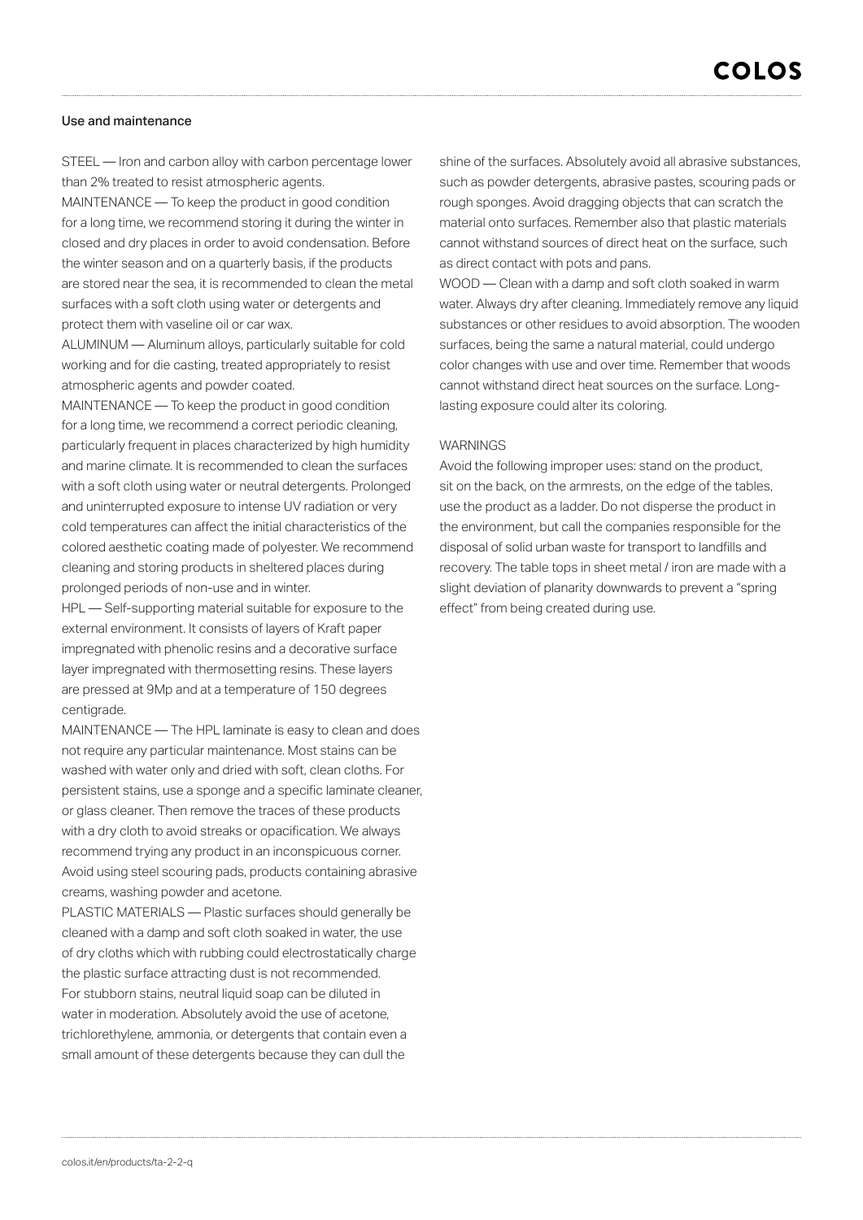## Use and maintenance

STEEL — Iron and carbon alloy with carbon percentage lower than 2% treated to resist atmospheric agents.
MAINTENANCE — To keep the product in good condition for a long time, we recommend storing it during the winter in closed and dry places in order to avoid condensation. Before the winter season and on a quarterly basis, if the products are stored near the sea, it is recommended to clean the metal surfaces with a soft cloth using water or detergents and protect them with vaseline oil or car wax.
ALUMINUM — Aluminum alloys, particularly suitable for cold working and for die casting, treated appropriately to resist atmospheric agents and powder coated.
MAINTENANCE — To keep the product in good condition for a long time, we recommend a correct periodic cleaning, particularly frequent in places characterized by high humidity and marine climate. It is recommended to clean the surfaces with a soft cloth using water or neutral detergents. Prolonged and uninterrupted exposure to intense UV radiation or very cold temperatures can affect the initial characteristics of the colored aesthetic coating made of polyester. We recommend cleaning and storing products in sheltered places during prolonged periods of non-use and in winter.
HPL — Self-supporting material suitable for exposure to the external environment. It consists of layers of Kraft paper impregnated with phenolic resins and a decorative surface layer impregnated with thermosetting resins. These layers are pressed at 9Mp and at a temperature of 150 degrees centigrade.
MAINTENANCE — The HPL laminate is easy to clean and does not require any particular maintenance. Most stains can be washed with water only and dried with soft, clean cloths. For persistent stains, use a sponge and a specific laminate cleaner, or glass cleaner. Then remove the traces of these products with a dry cloth to avoid streaks or opacification. We always recommend trying any product in an inconspicuous corner. Avoid using steel scouring pads, products containing abrasive creams, washing powder and acetone.
PLASTIC MATERIALS — Plastic surfaces should generally be cleaned with a damp and soft cloth soaked in water, the use of dry cloths which with rubbing could electrostatically charge the plastic surface attracting dust is not recommended. For stubborn stains, neutral liquid soap can be diluted in water in moderation. Absolutely avoid the use of acetone, trichlorethylene, ammonia, or detergents that contain even a small amount of these detergents because they can dull the shine of the surfaces. Absolutely avoid all abrasive substances, such as powder detergents, abrasive pastes, scouring pads or rough sponges. Avoid dragging objects that can scratch the material onto surfaces. Remember also that plastic materials cannot withstand sources of direct heat on the surface, such as direct contact with pots and pans.
WOOD — Clean with a damp and soft cloth soaked in warm water. Always dry after cleaning. Immediately remove any liquid substances or other residues to avoid absorption. The wooden surfaces, being the same a natural material, could undergo color changes with use and over time. Remember that woods cannot withstand direct heat sources on the surface. Long-lasting exposure could alter its coloring.

WARNINGS
Avoid the following improper uses: stand on the product, sit on the back, on the armrests, on the edge of the tables, use the product as a ladder. Do not disperse the product in the environment, but call the companies responsible for the disposal of solid urban waste for transport to landfills and recovery. The table tops in sheet metal / iron are made with a slight deviation of planarity downwards to prevent a "spring effect" from being created during use.